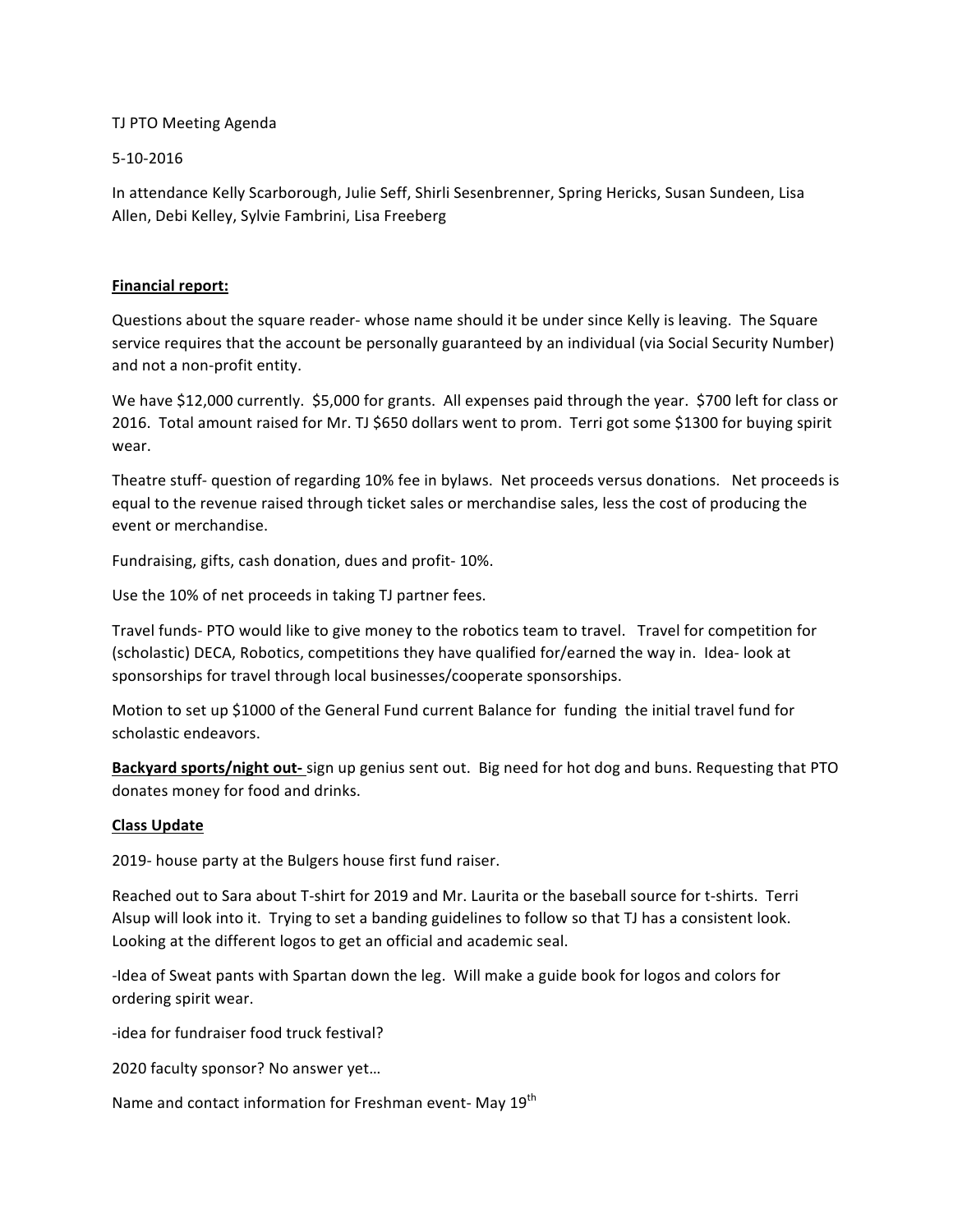TJ PTO Meeting Agenda

5-10-2016

In attendance Kelly Scarborough, Julie Seff, Shirli Sesenbrenner, Spring Hericks, Susan Sundeen, Lisa Allen, Debi Kelley, Sylvie Fambrini, Lisa Freeberg

**Financial report:**

Questions about the square reader- whose name should it be under since Kelly is leaving. The Square service requires that the account be personally guaranteed by an individual (via Social Security Number) and not a non-profit entity.

We have $12,000 currently. $5,000 for grants. All expenses paid through the year. $700 left for class or 2016. Total amount raised for Mr. TJ $650 dollars went to prom. Terri got some $1300 for buying spirit wear.

Theatre stuff- question of regarding 10% fee in bylaws. Net proceeds versus donations. Net proceeds is equal to the revenue raised through ticket sales or merchandise sales, less the cost of producing the event or merchandise.

Fundraising, gifts, cash donation, dues and profit- 10%.

Use the 10% of net proceeds in taking TJ partner fees.

Travel funds- PTO would like to give money to the robotics team to travel. Travel for competition for (scholastic) DECA, Robotics, competitions they have qualified for/earned the way in. Idea- look at sponsorships for travel through local businesses/cooperate sponsorships.

Motion to set up $1000 of the General Fund current Balance for funding the initial travel fund for scholastic endeavors.

**Backyard sports/night out-** sign up genius sent out. Big need for hot dog and buns. Requesting that PTO donates money for food and drinks.

**Class Update**

2019- house party at the Bulgers house first fund raiser.

Reached out to Sara about T-shirt for 2019 and Mr. Laurita or the baseball source for t-shirts. Terri Alsup will look into it. Trying to set a banding guidelines to follow so that TJ has a consistent look. Looking at the different logos to get an official and academic seal.

-Idea of Sweat pants with Spartan down the leg. Will make a guide book for logos and colors for ordering spirit wear.

-idea for fundraiser food truck festival?

2020 faculty sponsor? No answer yet…

Name and contact information for Freshman event- May 19th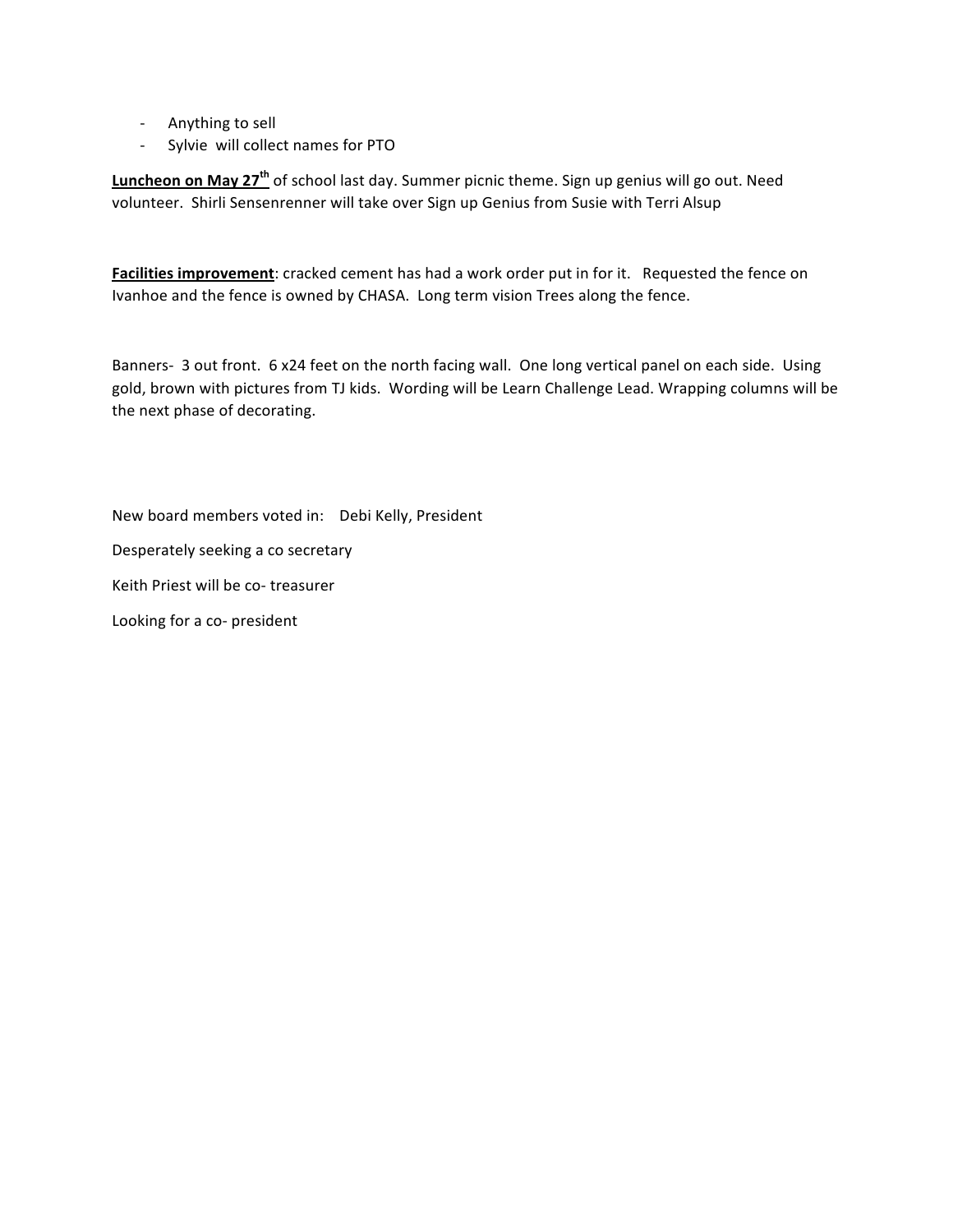- Anything to sell
- Sylvie will collect names for PTO

**<u>Luncheon on May 27th</u>** of school last day. Summer picnic theme. Sign up genius will go out. Need volunteer. Shirli Sensenrenner will take over Sign up Genius from Susie with Terri Alsup

**<u>Facilities improvement</u>**: cracked cement has had a work order put in for it. Requested the fence on Ivanhoe and the fence is owned by CHASA. Long term vision Trees along the fence.

Banners- 3 out front. 6 x24 feet on the north facing wall. One long vertical panel on each side. Using gold, brown with pictures from TJ kids. Wording will be Learn Challenge Lead. Wrapping columns will be the next phase of decorating.

New board members voted in: Debi Kelly, President

Desperately seeking a co secretary

Keith Priest will be co- treasurer

Looking for a co- president